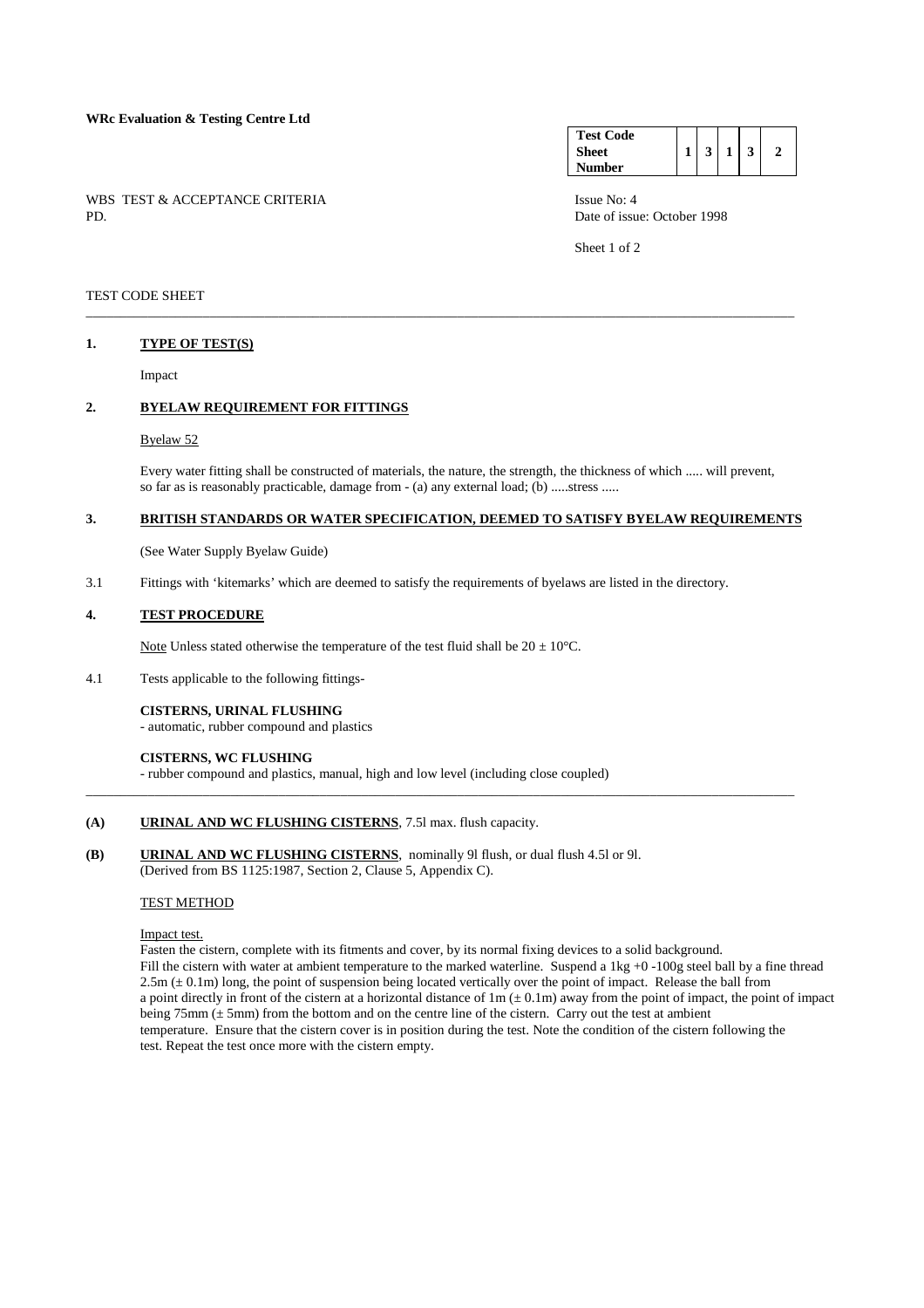**WRc Evaluation & Testing Centre Ltd**

| Test Code Sheet Number | 1 | 3 | 1 | 3 | 2 |
|---|---|---|---|---|---|

WBS TEST & ACCEPTANCE CRITERIA
PD.

Issue No: 4
Date of issue: October 1998

TEST CODE SHEET

---

## 1. TYPE OF TEST(S)

Impact

## 2. BYELAW REQUIREMENT FOR FITTINGS

Byelaw 52

Every water fitting shall be constructed of materials, the nature, the strength, the thickness of which ..... will prevent, so far as is reasonably practicable, damage from - (a) any external load; (b) .....stress .....

## 3. BRITISH STANDARDS OR WATER SPECIFICATION, DEEMED TO SATISFY BYELAW REQUIREMENTS

(See Water Supply Byelaw Guide)

3.1 Fittings with 'kitemarks' which are deemed to satisfy the requirements of byelaws are listed in the directory.

## 4. TEST PROCEDURE

Note Unless stated otherwise the temperature of the test fluid shall be 20 ± 10°C.

4.1 Tests applicable to the following fittings-

**CISTERNS, URINAL FLUSHING**
- automatic, rubber compound and plastics

**CISTERNS, WC FLUSHING**
- rubber compound and plastics, manual, high and low level (including close coupled)

---

**(A) URINAL AND WC FLUSHING CISTERNS**, 7.5l max. flush capacity.

**(B) URINAL AND WC FLUSHING CISTERNS**, nominally 9l flush, or dual flush 4.5l or 9l.
(Derived from BS 1125:1987, Section 2, Clause 5, Appendix C).

TEST METHOD

Impact test.

Fasten the cistern, complete with its fitments and cover, by its normal fixing devices to a solid background.
Fill the cistern with water at ambient temperature to the marked waterline. Suspend a 1kg +0 -100g steel ball by a fine thread 2.5m (± 0.1m) long, the point of suspension being located vertically over the point of impact. Release the ball from a point directly in front of the cistern at a horizontal distance of 1m (± 0.1m) away from the point of impact, the point of impact being 75mm (± 5mm) from the bottom and on the centre line of the cistern. Carry out the test at ambient temperature. Ensure that the cistern cover is in position during the test. Note the condition of the cistern following the test. Repeat the test once more with the cistern empty.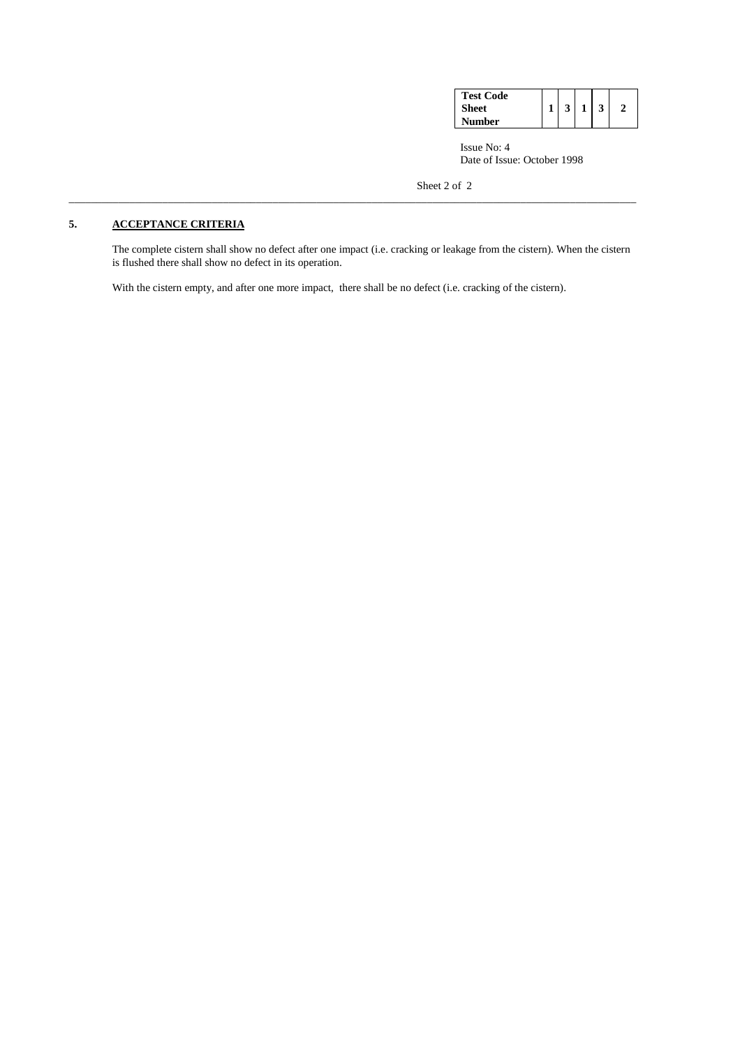## 5. ACCEPTANCE CRITERIA

The complete cistern shall show no defect after one impact (i.e. cracking or leakage from the cistern). When the cistern is flushed there shall show no defect in its operation.

With the cistern empty, and after one more impact, there shall be no defect (i.e. cracking of the cistern).